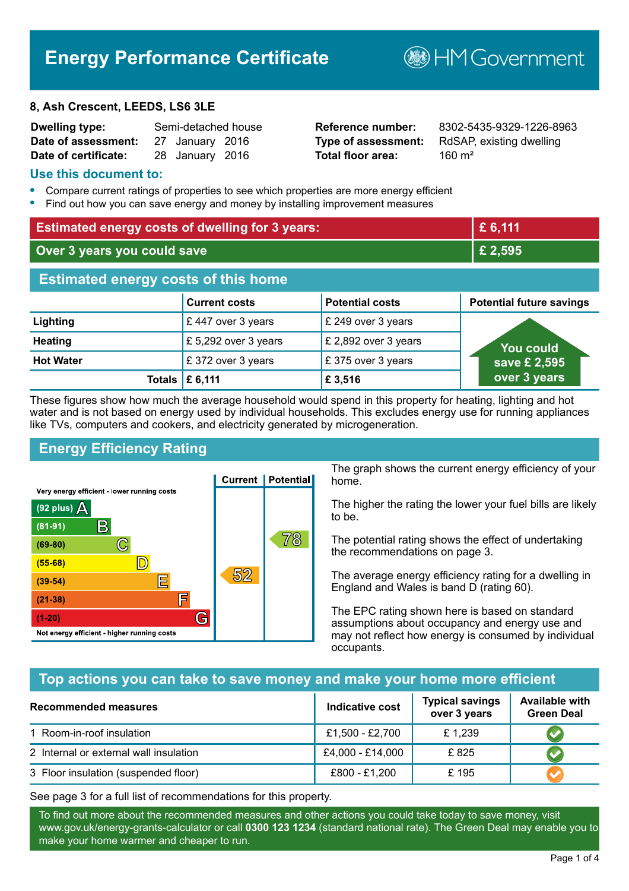# Energy Performance Certificate

HM Government

**8, Ash Crescent, LEEDS, LS6 3LE**

| | | | |
|---|---|---|---|
| **Dwelling type:** | Semi-detached house | **Reference number:** | 8302-5435-9329-1226-8963 |
| **Date of assessment:** | 27 January 2016 | **Type of assessment:** | RdSAP, existing dwelling |
| **Date of certificate:** | 28 January 2016 | **Total floor area:** | 160 m² |

## Use this document to:

- Compare current ratings of properties to see which properties are more energy efficient
- Find out how you can save energy and money by installing improvement measures

| | |
|---|---|
| **Estimated energy costs of dwelling for 3 years:** | **£ 6,111** |
| **Over 3 years you could save** | **£ 2,595** |

## Estimated energy costs of this home

| | Current costs | Potential costs | Potential future savings |
|---|---|---|---|
| **Lighting** | £ 447 over 3 years | £ 249 over 3 years | You could save £ 2,595 over 3 years |
| **Heating** | £ 5,292 over 3 years | £ 2,892 over 3 years | |
| **Hot Water** | £ 372 over 3 years | £ 375 over 3 years | |
| **Totals** | **£ 6,111** | **£ 3,516** | |

These figures show how much the average household would spend in this property for heating, lighting and hot water and is not based on energy used by individual households. This excludes energy use for running appliances like TVs, computers and cookers, and electricity generated by microgeneration.

## Energy Efficiency Rating

| Rating | Current | Potential |
|---|---|---|
| Very energy efficient - lower running costs | | |
| (92 plus) A | | |
| (81-91) B | | |
| (69-80) C | | 78 |
| (55-68) D | | |
| (39-54) E | 52 | |
| (21-38) F | | |
| (1-20) G | | |
| Not energy efficient - higher running costs | | |

The graph shows the current energy efficiency of your home.

The higher the rating the lower your fuel bills are likely to be.

The potential rating shows the effect of undertaking the recommendations on page 3.

The average energy efficiency rating for a dwelling in England and Wales is band D (rating 60).

The EPC rating shown here is based on standard assumptions about occupancy and energy use and may not reflect how energy is consumed by individual occupants.

## Top actions you can take to save money and make your home more efficient

| Recommended measures | Indicative cost | Typical savings over 3 years | Available with Green Deal |
|---|---|---|---|
| 1 Room-in-roof insulation | £1,500 - £2,700 | £ 1,239 | ✔ |
| 2 Internal or external wall insulation | £4,000 - £14,000 | £ 825 | ✔ |
| 3 Floor insulation (suspended floor) | £800 - £1,200 | £ 195 | ✔ |

See page 3 for a full list of recommendations for this property.

To find out more about the recommended measures and other actions you could take today to save money, visit www.gov.uk/energy-grants-calculator or call **0300 123 1234** (standard national rate). The Green Deal may enable you to make your home warmer and cheaper to run.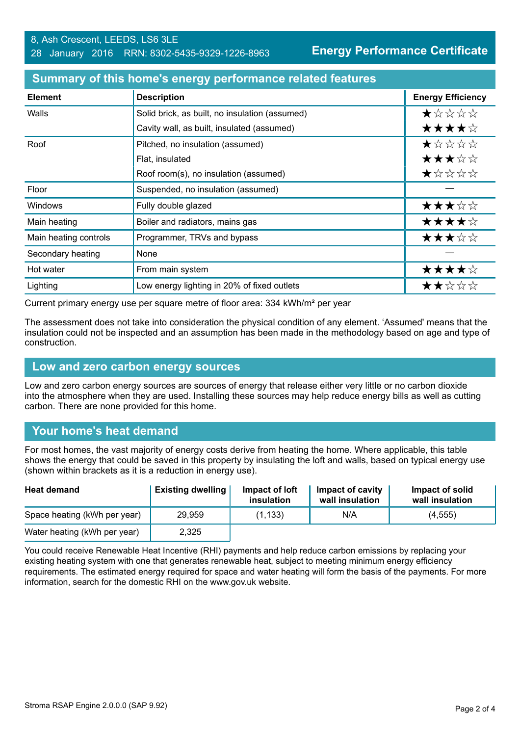8, Ash Crescent, LEEDS, LS6 3LE
28 January 2016 RRN: 8302-5435-9329-1226-8963

**Energy Performance Certificate**

## Summary of this home's energy performance related features

| Element | Description | Energy Efficiency |
|---|---|---|
| Walls | Solid brick, as built, no insulation (assumed) | ★☆☆☆☆ |
| | Cavity wall, as built, insulated (assumed) | ★★★★☆ |
| Roof | Pitched, no insulation (assumed) | ★☆☆☆☆ |
| | Flat, insulated | ★★★☆☆ |
| | Roof room(s), no insulation (assumed) | ★☆☆☆☆ |
| Floor | Suspended, no insulation (assumed) | — |
| Windows | Fully double glazed | ★★★☆☆ |
| Main heating | Boiler and radiators, mains gas | ★★★★☆ |
| Main heating controls | Programmer, TRVs and bypass | ★★★☆☆ |
| Secondary heating | None | — |
| Hot water | From main system | ★★★★☆ |
| Lighting | Low energy lighting in 20% of fixed outlets | ★★☆☆☆ |

Current primary energy use per square metre of floor area: 334 kWh/m² per year

The assessment does not take into consideration the physical condition of any element. 'Assumed' means that the insulation could not be inspected and an assumption has been made in the methodology based on age and type of construction.

## Low and zero carbon energy sources

Low and zero carbon energy sources are sources of energy that release either very little or no carbon dioxide into the atmosphere when they are used. Installing these sources may help reduce energy bills as well as cutting carbon. There are none provided for this home.

## Your home's heat demand

For most homes, the vast majority of energy costs derive from heating the home. Where applicable, this table shows the energy that could be saved in this property by insulating the loft and walls, based on typical energy use (shown within brackets as it is a reduction in energy use).

| Heat demand | Existing dwelling | Impact of loft insulation | Impact of cavity wall insulation | Impact of solid wall insulation |
|---|---|---|---|---|
| Space heating (kWh per year) | 29,959 | (1,133) | N/A | (4,555) |
| Water heating (kWh per year) | 2,325 | | | |

You could receive Renewable Heat Incentive (RHI) payments and help reduce carbon emissions by replacing your existing heating system with one that generates renewable heat, subject to meeting minimum energy efficiency requirements. The estimated energy required for space and water heating will form the basis of the payments. For more information, search for the domestic RHI on the www.gov.uk website.

Stroma RSAP Engine 2.0.0.0 (SAP 9.92)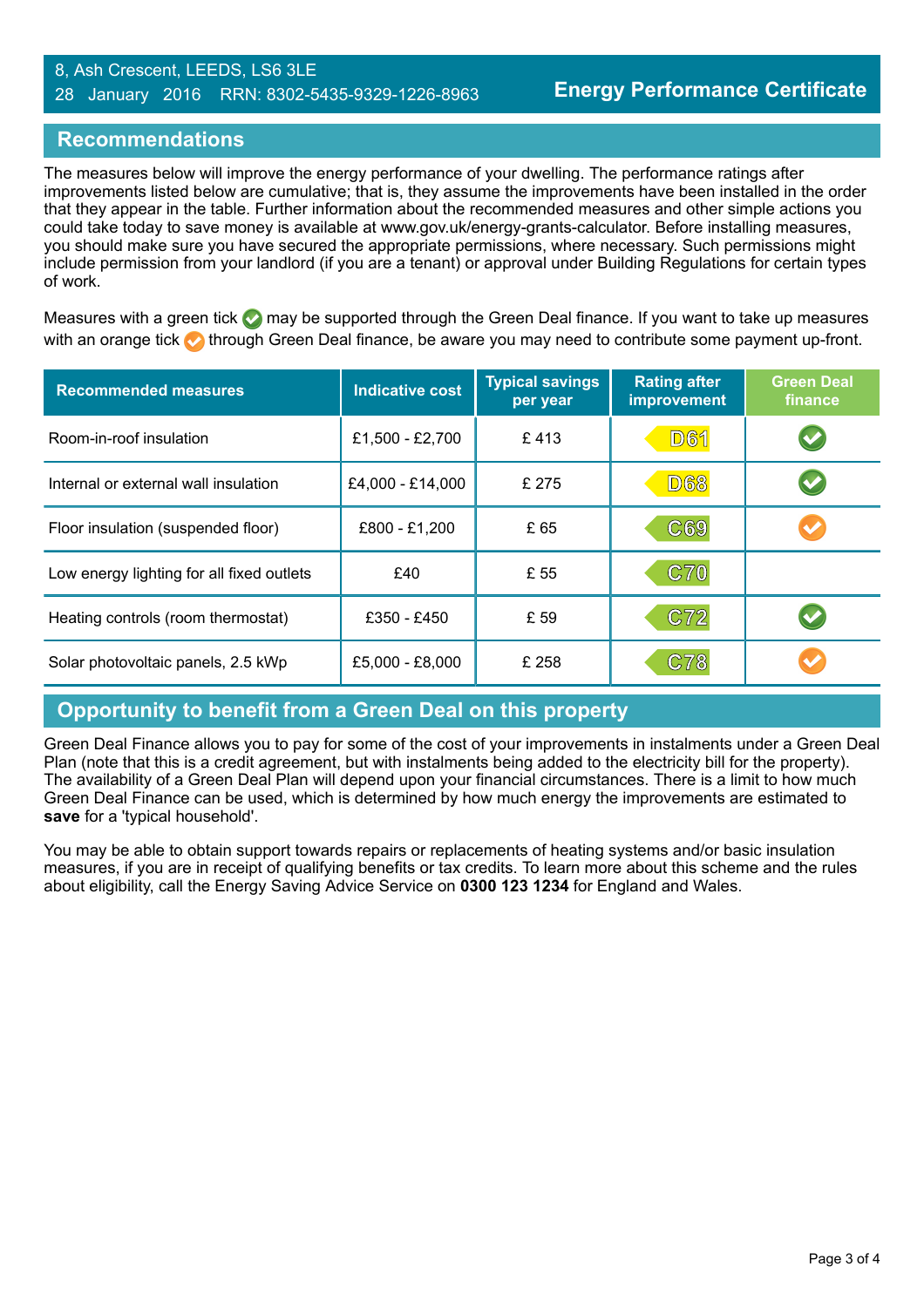8, Ash Crescent, LEEDS, LS6 3LE
28 January 2016 RRN: 8302-5435-9329-1226-8963

**Energy Performance Certificate**

## Recommendations

The measures below will improve the energy performance of your dwelling. The performance ratings after improvements listed below are cumulative; that is, they assume the improvements have been installed in the order that they appear in the table. Further information about the recommended measures and other simple actions you could take today to save money is available at www.gov.uk/energy-grants-calculator. Before installing measures, you should make sure you have secured the appropriate permissions, where necessary. Such permissions might include permission from your landlord (if you are a tenant) or approval under Building Regulations for certain types of work.

Measures with a green tick ✔ may be supported through the Green Deal finance. If you want to take up measures with an orange tick ✔ through Green Deal finance, be aware you may need to contribute some payment up-front.

| Recommended measures | Indicative cost | Typical savings per year | Rating after improvement | Green Deal finance |
|---|---|---|---|---|
| Room-in-roof insulation | £1,500 - £2,700 | £ 413 | D61 | ✔ (green) |
| Internal or external wall insulation | £4,000 - £14,000 | £ 275 | D68 | ✔ (green) |
| Floor insulation (suspended floor) | £800 - £1,200 | £ 65 | C69 | ✔ (orange) |
| Low energy lighting for all fixed outlets | £40 | £ 55 | C70 | |
| Heating controls (room thermostat) | £350 - £450 | £ 59 | C72 | ✔ (green) |
| Solar photovoltaic panels, 2.5 kWp | £5,000 - £8,000 | £ 258 | C78 | ✔ (orange) |

## Opportunity to benefit from a Green Deal on this property

Green Deal Finance allows you to pay for some of the cost of your improvements in instalments under a Green Deal Plan (note that this is a credit agreement, but with instalments being added to the electricity bill for the property). The availability of a Green Deal Plan will depend upon your financial circumstances. There is a limit to how much Green Deal Finance can be used, which is determined by how much energy the improvements are estimated to **save** for a 'typical household'.

You may be able to obtain support towards repairs or replacements of heating systems and/or basic insulation measures, if you are in receipt of qualifying benefits or tax credits. To learn more about this scheme and the rules about eligibility, call the Energy Saving Advice Service on **0300 123 1234** for England and Wales.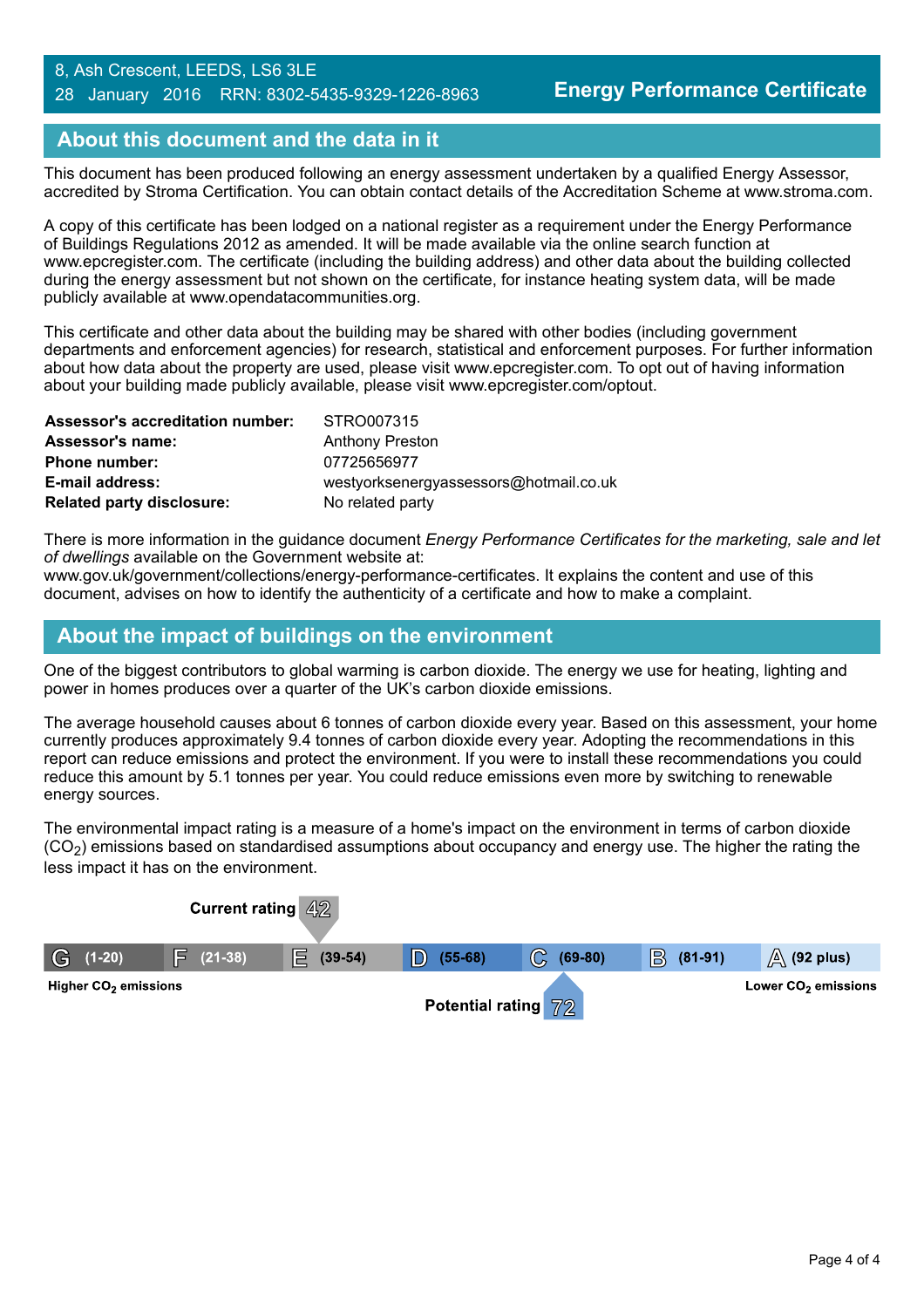8, Ash Crescent, LEEDS, LS6 3LE
28 January 2016 RRN: 8302-5435-9329-1226-8963

**Energy Performance Certificate**

## About this document and the data in it

This document has been produced following an energy assessment undertaken by a qualified Energy Assessor, accredited by Stroma Certification. You can obtain contact details of the Accreditation Scheme at www.stroma.com.

A copy of this certificate has been lodged on a national register as a requirement under the Energy Performance of Buildings Regulations 2012 as amended. It will be made available via the online search function at www.epcregister.com. The certificate (including the building address) and other data about the building collected during the energy assessment but not shown on the certificate, for instance heating system data, will be made publicly available at www.opendatacommunities.org.

This certificate and other data about the building may be shared with other bodies (including government departments and enforcement agencies) for research, statistical and enforcement purposes. For further information about how data about the property are used, please visit www.epcregister.com. To opt out of having information about your building made publicly available, please visit www.epcregister.com/optout.

| | |
|---|---|
| **Assessor's accreditation number:** | STRO007315 |
| **Assessor's name:** | Anthony Preston |
| **Phone number:** | 07725656977 |
| **E-mail address:** | westyorksenergyassessors@hotmail.co.uk |
| **Related party disclosure:** | No related party |

There is more information in the guidance document *Energy Performance Certificates for the marketing, sale and let of dwellings* available on the Government website at: www.gov.uk/government/collections/energy-performance-certificates. It explains the content and use of this document, advises on how to identify the authenticity of a certificate and how to make a complaint.

## About the impact of buildings on the environment

One of the biggest contributors to global warming is carbon dioxide. The energy we use for heating, lighting and power in homes produces over a quarter of the UK's carbon dioxide emissions.

The average household causes about 6 tonnes of carbon dioxide every year. Based on this assessment, your home currently produces approximately 9.4 tonnes of carbon dioxide every year. Adopting the recommendations in this report can reduce emissions and protect the environment. If you were to install these recommendations you could reduce this amount by 5.1 tonnes per year. You could reduce emissions even more by switching to renewable energy sources.

The environmental impact rating is a measure of a home's impact on the environment in terms of carbon dioxide ($CO_2$) emissions based on standardised assumptions about occupancy and energy use. The higher the rating the less impact it has on the environment.

Current rating 42

G (1-20) F (21-38) E (39-54) D (55-68) C (69-80) B (81-91) A (92 plus)

Higher $CO_2$ emissions

Lower $CO_2$ emissions

Potential rating 72